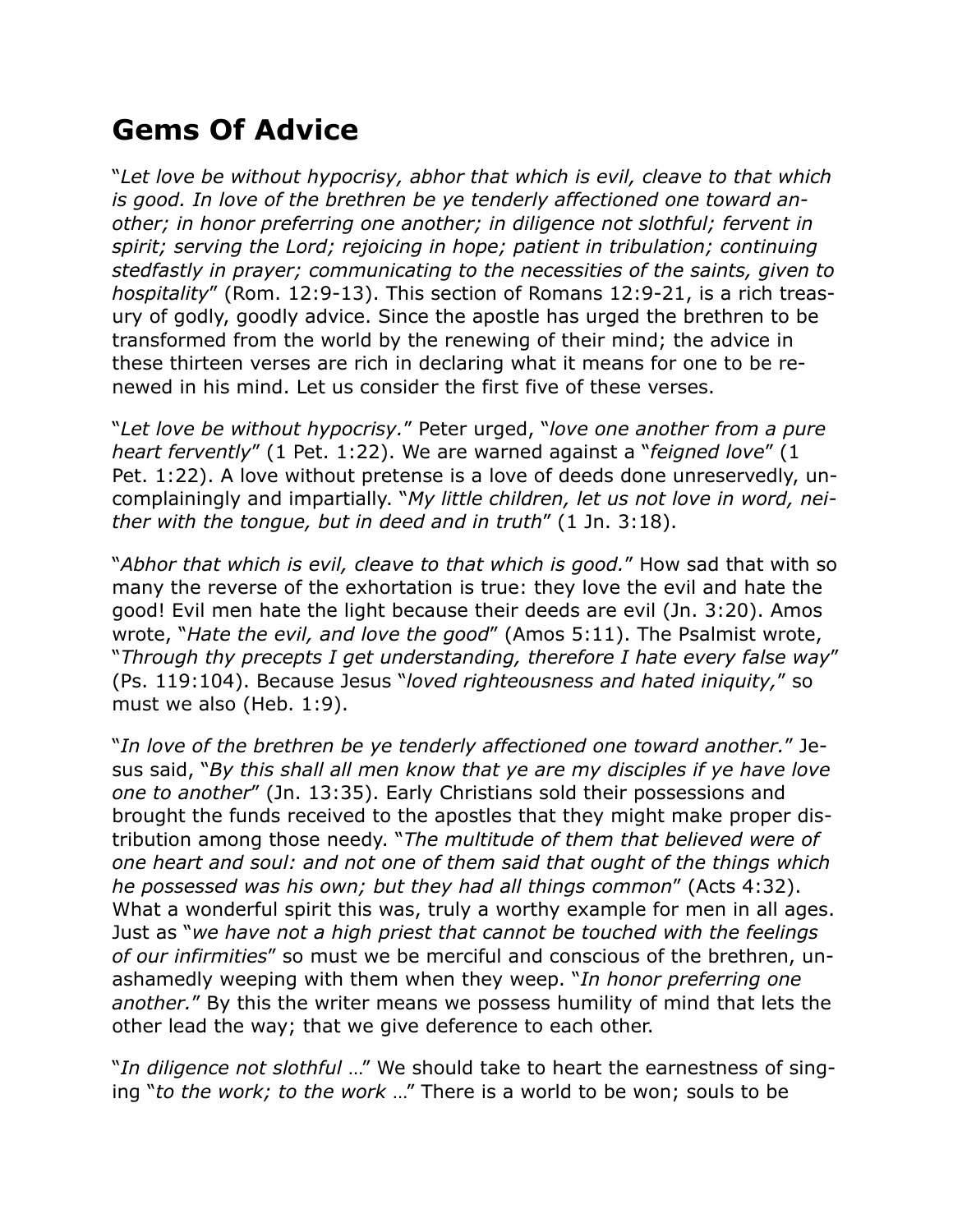# Gems Of Advice

"*Let love be without hypocrisy, abhor that which is evil, cleave to that which is good. In love of the brethren be ye tenderly affectioned one toward another; in honor preferring one another; in diligence not slothful; fervent in spirit; serving the Lord; rejoicing in hope; patient in tribulation; continuing stedfastly in prayer; communicating to the necessities of the saints, given to hospitality*" (Rom. 12:9-13). This section of Romans 12:9-21, is a rich treasury of godly, goodly advice. Since the apostle has urged the brethren to be transformed from the world by the renewing of their mind; the advice in these thirteen verses are rich in declaring what it means for one to be renewed in his mind. Let us consider the first five of these verses.

"*Let love be without hypocrisy.*" Peter urged, "*love one another from a pure heart fervently*" (1 Pet. 1:22). We are warned against a "*feigned love*" (1 Pet. 1:22). A love without pretense is a love of deeds done unreservedly, uncomplainingly and impartially. "*My little children, let us not love in word, neither with the tongue, but in deed and in truth*" (1 Jn. 3:18).

"*Abhor that which is evil, cleave to that which is good.*" How sad that with so many the reverse of the exhortation is true: they love the evil and hate the good! Evil men hate the light because their deeds are evil (Jn. 3:20). Amos wrote, "*Hate the evil, and love the good*" (Amos 5:11). The Psalmist wrote, "*Through thy precepts I get understanding, therefore I hate every false way*" (Ps. 119:104). Because Jesus "*loved righteousness and hated iniquity,*" so must we also (Heb. 1:9).

"*In love of the brethren be ye tenderly affectioned one toward another.*" Jesus said, "*By this shall all men know that ye are my disciples if ye have love one to another*" (Jn. 13:35). Early Christians sold their possessions and brought the funds received to the apostles that they might make proper distribution among those needy. "*The multitude of them that believed were of one heart and soul: and not one of them said that ought of the things which he possessed was his own; but they had all things common*" (Acts 4:32). What a wonderful spirit this was, truly a worthy example for men in all ages. Just as "*we have not a high priest that cannot be touched with the feelings of our infirmities*" so must we be merciful and conscious of the brethren, unashamedly weeping with them when they weep. "*In honor preferring one another.*" By this the writer means we possess humility of mind that lets the other lead the way; that we give deference to each other.

"*In diligence not slothful* …" We should take to heart the earnestness of singing "*to the work; to the work* …" There is a world to be won; souls to be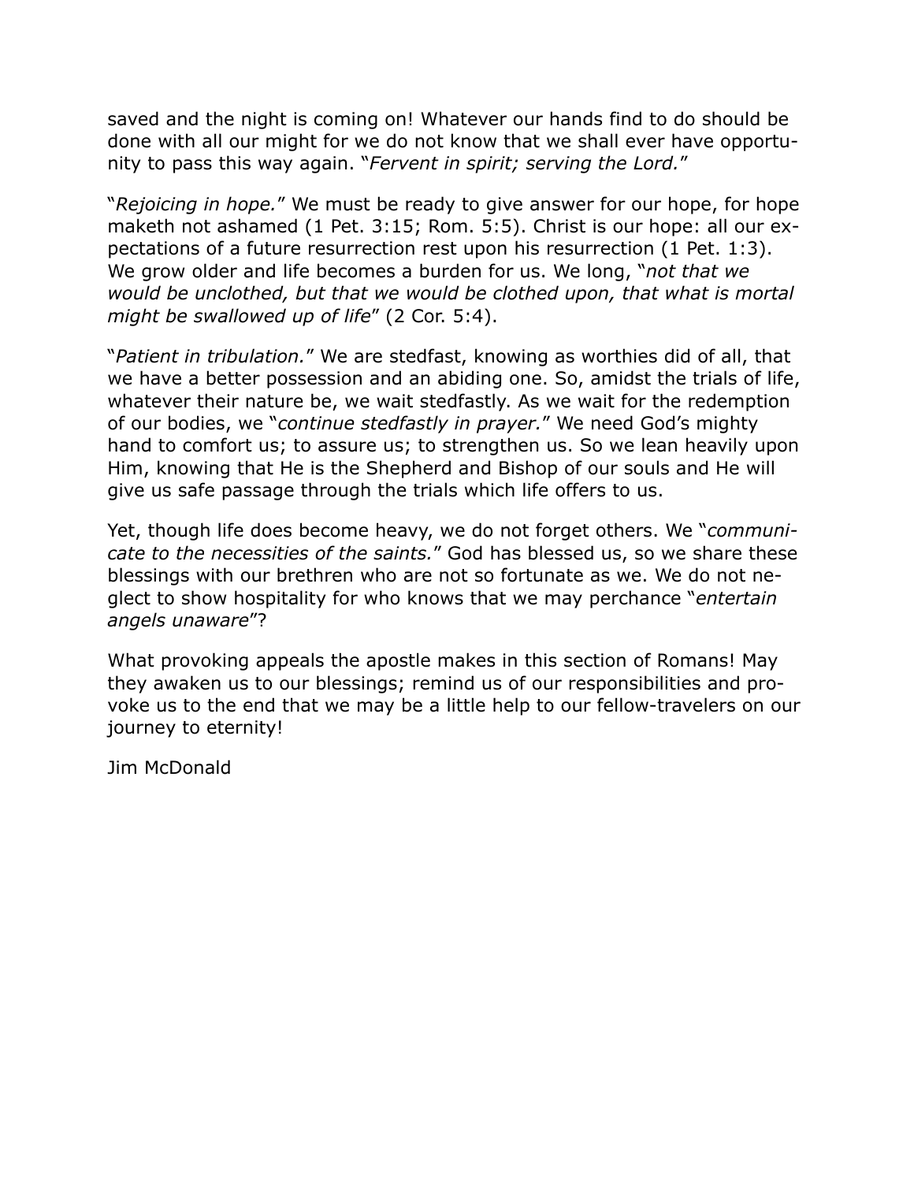saved and the night is coming on! Whatever our hands find to do should be done with all our might for we do not know that we shall ever have opportunity to pass this way again. "*Fervent in spirit; serving the Lord.*"

"*Rejoicing in hope.*" We must be ready to give answer for our hope, for hope maketh not ashamed (1 Pet. 3:15; Rom. 5:5). Christ is our hope: all our expectations of a future resurrection rest upon his resurrection (1 Pet. 1:3). We grow older and life becomes a burden for us. We long, "*not that we would be unclothed, but that we would be clothed upon, that what is mortal might be swallowed up of life*" (2 Cor. 5:4).

"*Patient in tribulation.*" We are stedfast, knowing as worthies did of all, that we have a better possession and an abiding one. So, amidst the trials of life, whatever their nature be, we wait stedfastly. As we wait for the redemption of our bodies, we "*continue stedfastly in prayer.*" We need God's mighty hand to comfort us; to assure us; to strengthen us. So we lean heavily upon Him, knowing that He is the Shepherd and Bishop of our souls and He will give us safe passage through the trials which life offers to us.

Yet, though life does become heavy, we do not forget others. We "*communicate to the necessities of the saints.*" God has blessed us, so we share these blessings with our brethren who are not so fortunate as we. We do not neglect to show hospitality for who knows that we may perchance "*entertain angels unaware*"?

What provoking appeals the apostle makes in this section of Romans! May they awaken us to our blessings; remind us of our responsibilities and provoke us to the end that we may be a little help to our fellow-travelers on our journey to eternity!

Jim McDonald